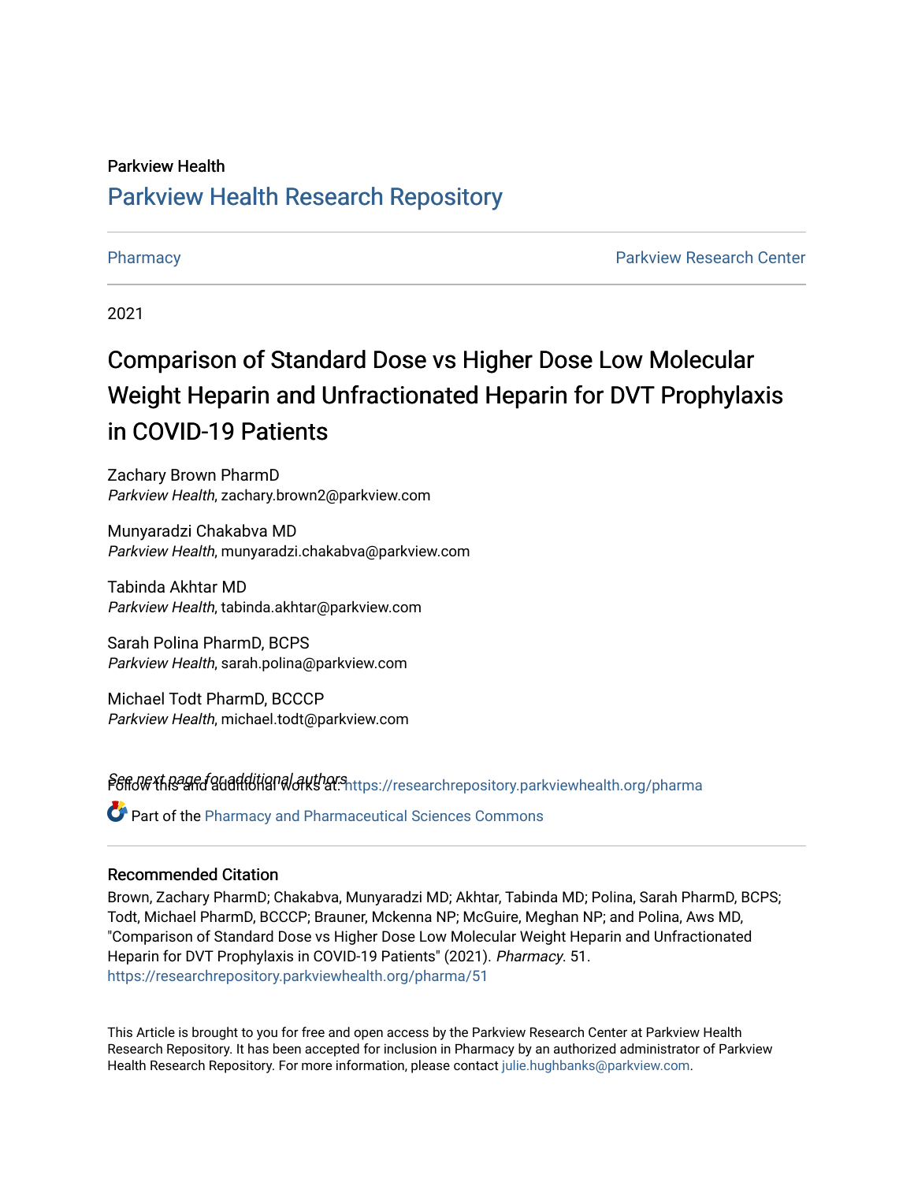Parkview Health

# Parkview Health Research Repository

Pharmacy | Parkview Research Center

2021

## Comparison of Standard Dose vs Higher Dose Low Molecular Weight Heparin and Unfractionated Heparin for DVT Prophylaxis in COVID-19 Patients

Zachary Brown PharmD
*Parkview Health*, zachary.brown2@parkview.com

Munyaradzi Chakabva MD
*Parkview Health*, munyaradzi.chakabva@parkview.com

Tabinda Akhtar MD
*Parkview Health*, tabinda.akhtar@parkview.com

Sarah Polina PharmD, BCPS
*Parkview Health*, sarah.polina@parkview.com

Michael Todt PharmD, BCCCP
*Parkview Health*, michael.todt@parkview.com

*See next page for additional authors*

Follow this and additional works at: https://researchrepository.parkviewhealth.org/pharma

Part of the Pharmacy and Pharmaceutical Sciences Commons

### Recommended Citation

Brown, Zachary PharmD; Chakabva, Munyaradzi MD; Akhtar, Tabinda MD; Polina, Sarah PharmD, BCPS; Todt, Michael PharmD, BCCCP; Brauner, Mckenna NP; McGuire, Meghan NP; and Polina, Aws MD, "Comparison of Standard Dose vs Higher Dose Low Molecular Weight Heparin and Unfractionated Heparin for DVT Prophylaxis in COVID-19 Patients" (2021). *Pharmacy*. 51.
https://researchrepository.parkviewhealth.org/pharma/51

This Article is brought to you for free and open access by the Parkview Research Center at Parkview Health Research Repository. It has been accepted for inclusion in Pharmacy by an authorized administrator of Parkview Health Research Repository. For more information, please contact julie.hughbanks@parkview.com.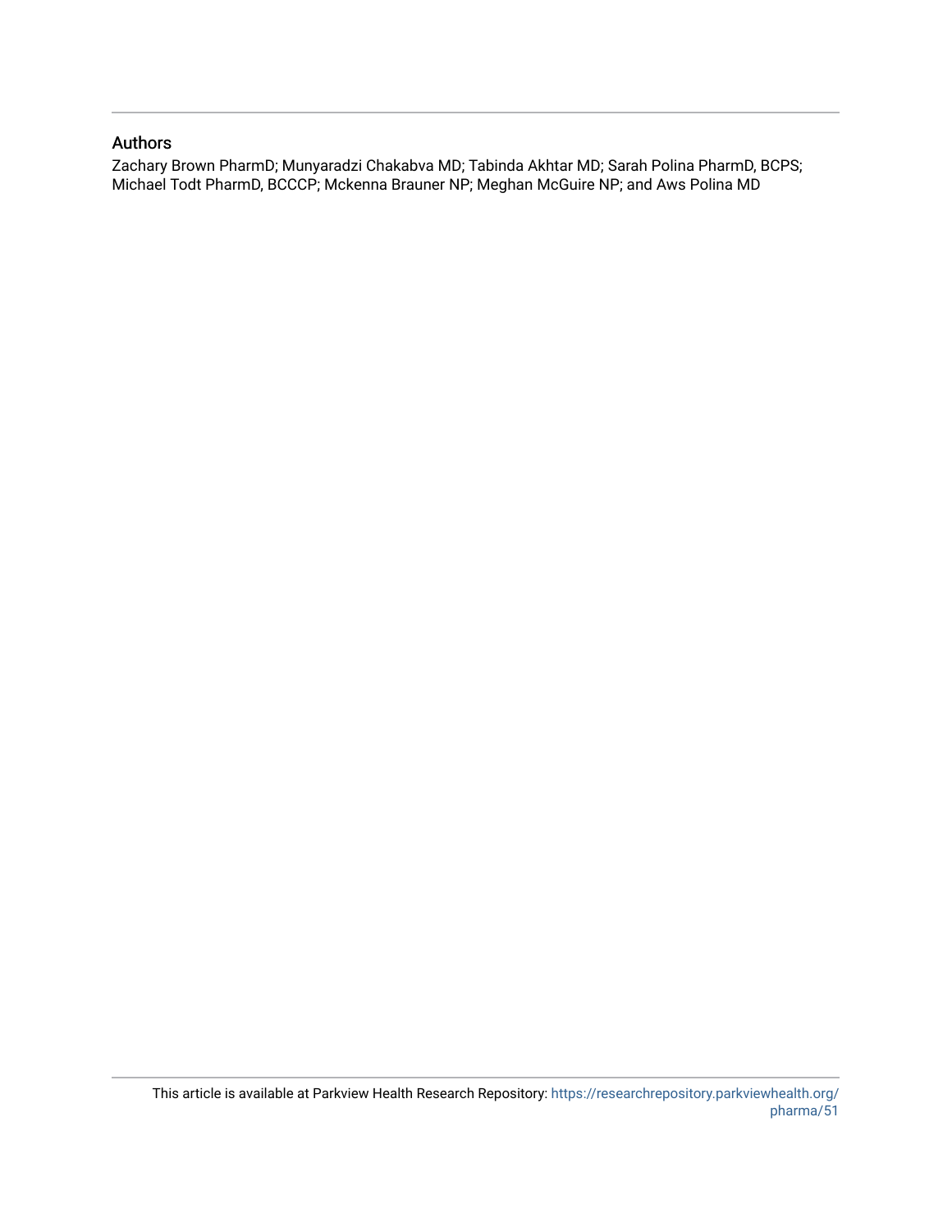## Authors

Zachary Brown PharmD; Munyaradzi Chakabva MD; Tabinda Akhtar MD; Sarah Polina PharmD, BCPS; Michael Todt PharmD, BCCCP; Mckenna Brauner NP; Meghan McGuire NP; and Aws Polina MD

This article is available at Parkview Health Research Repository: https://researchrepository.parkviewhealth.org/pharma/51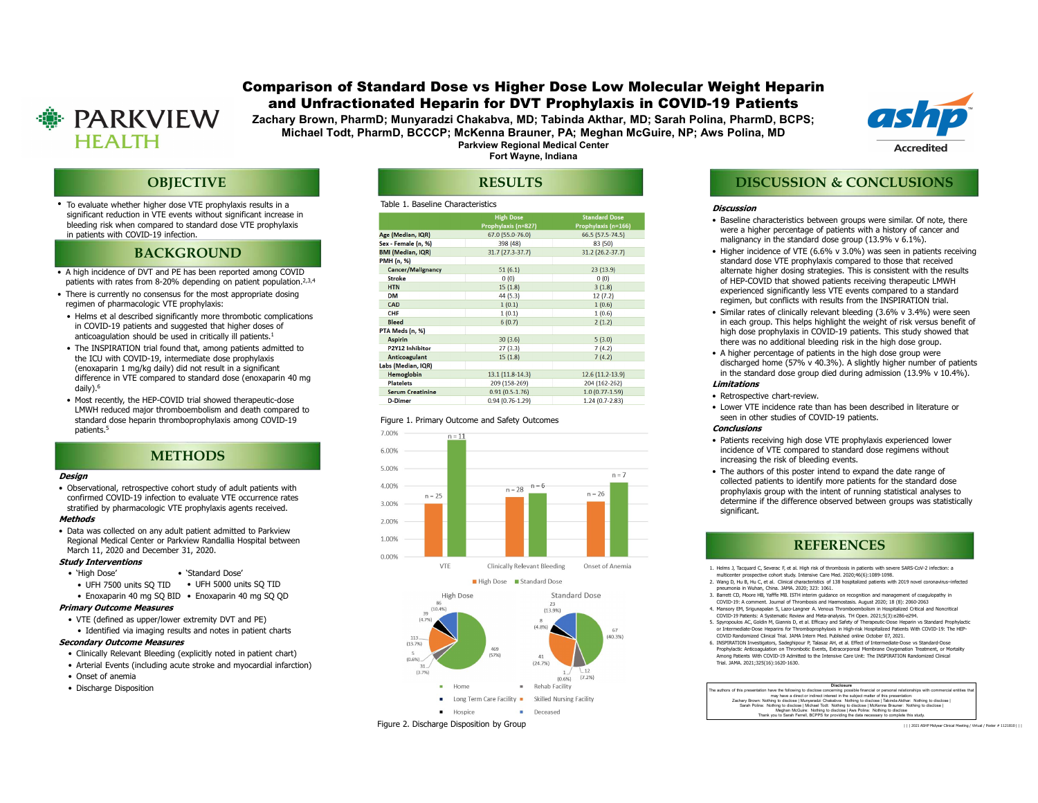# Comparison of Standard Dose vs Higher Dose Low Molecular Weight Heparin and Unfractionated Heparin for DVT Prophylaxis in COVID-19 Patients

**Zachary Brown, PharmD; Munyaradzi Chakabva, MD; Tabinda Akhtar, MD; Sarah Polina, PharmD, BCPS; Michael Todt, PharmD, BCCCP; McKenna Brauner, PA; Meghan McGuire, NP; Aws Polina, MD**

**Parkview Regional Medical Center**

**Fort Wayne, Indiana**

PARKVIEW HEALTH

ashp Accredited

## OBJECTIVE

- To evaluate whether higher dose VTE prophylaxis results in a significant reduction in VTE events without significant increase in bleeding risk when compared to standard dose VTE prophylaxis in patients with COVID-19 infection.

## BACKGROUND

- A high incidence of DVT and PE has been reported among COVID patients with rates from 8-20% depending on patient population.[2,3,4]
- There is currently no consensus for the most appropriate dosing regimen of pharmacologic VTE prophylaxis:
  - Helms et al described significantly more thrombotic complications in COVID-19 patients and suggested that higher doses of anticoagulation should be used in critically ill patients.[1]
  - The INSPIRATION trial found that, among patients admitted to the ICU with COVID-19, intermediate dose prophylaxis (enoxaparin 1 mg/kg daily) did not result in a significant difference in VTE compared to standard dose (enoxaparin 40 mg daily).[6]
  - Most recently, the HEP-COVID trial showed therapeutic-dose LMWH reduced major thromboembolism and death compared to standard dose heparin thromboprophylaxis among COVID-19 patients.[5]

## METHODS

***Design***

- Observational, retrospective cohort study of adult patients with confirmed COVID-19 infection to evaluate VTE occurrence rates stratified by pharmacologic VTE prophylaxis agents received.

***Methods***

- Data was collected on any adult patient admitted to Parkview Regional Medical Center or Parkview Randallia Hospital between March 11, 2020 and December 31, 2020.

***Study Interventions***

- 'High Dose'
  - UFH 7500 units SQ TID
  - Enoxaparin 40 mg SQ BID
- 'Standard Dose'
  - UFH 5000 units SQ TID
  - Enoxaparin 40 mg SQ QD

***Primary Outcome Measures***

- VTE (defined as upper/lower extremity DVT and PE)
  - Identified via imaging results and notes in patient charts

***Secondary Outcome Measures***

- Clinically Relevant Bleeding (explicitly noted in patient chart)
- Arterial Events (including acute stroke and myocardial infarction)
- Onset of anemia
- Discharge Disposition

## RESULTS

Table 1. Baseline Characteristics

| | High Dose Prophylaxis (n=827) | Standard Dose Prophylaxis (n=166) |
|---|---|---|
| **Age (Median, IQR)** | 67.0 (55.0-76.0) | 66.5 (57.5-74.5) |
| **Sex - Female (n, %)** | 398 (48) | 83 (50) |
| **BMI (Median, IQR)** | 31.7 (27.3-37.7) | 31.2 (26.2-37.7) |
| **PMH (n, %)** | | |
| Cancer/Malignancy | 51 (6.1) | 23 (13.9) |
| Stroke | 0 (0) | 0 (0) |
| HTN | 15 (1.8) | 3 (1.8) |
| DM | 44 (5.3) | 12 (7.2) |
| CAD | 1 (0.1) | 1 (0.6) |
| CHF | 1 (0.1) | 1 (0.6) |
| Bleed | 6 (0.7) | 2 (1.2) |
| **PTA Meds (n, %)** | | |
| Aspirin | 30 (3.6) | 5 (3.0) |
| P2Y12 Inhibitor | 27 (3.3) | 7 (4.2) |
| Anticoagulant | 15 (1.8) | 7 (4.2) |
| **Labs (Median, IQR)** | | |
| Hemoglobin | 13.1 (11.8-14.3) | 12.6 (11.2-13.9) |
| Platelets | 209 (158-269) | 204 (162-262) |
| Serum Creatinine | 0.91 (0.5-1.76) | 1.0 (0.77-1.59) |
| D-Dimer | 0.94 (0.76-1.29) | 1.24 (0.7-2.83) |

Figure 1. Primary Outcome and Safety Outcomes

7.00%
6.00%
5.00%
4.00%
3.00%
2.00%
1.00%
0.00%

n = 25
n = 11
n = 28
n = 6
n = 26
n = 7

VTE
Clinically Relevant Bleeding
Onset of Anemia

High Dose
Standard Dose

High Dose

86 (10.4%)
39 (4.7%)
113 (13.7%)
5 (0.6%)
31 (3.7%)
469 (57%)

Standard Dose

23 (13.9%)
8 (4.8%)
41 (24.7%)
1 (0.6%)
12 (7.2%)
67 (40.3%)

Home
Long Term Care Facility
Hospice
Rehab Facility
Skilled Nursing Facility
Deceased

Figure 2. Discharge Disposition by Group

## DISCUSSION & CONCLUSIONS

***Discussion***

- Baseline characteristics between groups were similar. Of note, there were a higher percentage of patients with a history of cancer and malignancy in the standard dose group (13.9% v 6.1%).
- Higher incidence of VTE (6.6% v 3.0%) was seen in patients receiving standard dose VTE prophylaxis compared to those that received alternate higher dosing strategies. This is consistent with the results of HEP-COVID that showed patients receiving therapeutic LMWH experienced significantly less VTE events compared to a standard regimen, but conflicts with results from the INSPIRATION trial.
- Similar rates of clinically relevant bleeding (3.6% v 3.4%) were seen in each group. This helps highlight the weight of risk versus benefit of high dose prophylaxis in COVID-19 patients. This study showed that there was no additional bleeding risk in the high dose group.
- A higher percentage of patients in the high dose group were discharged home (57% v 40.3%). A slightly higher number of patients in the standard dose group died during admission (13.9% v 10.4%).

***Limitations***

- Retrospective chart-review.
- Lower VTE incidence rate than has been described in literature or seen in other studies of COVID-19 patients.

***Conclusions***

- Patients receiving high dose VTE prophylaxis experienced lower incidence of VTE compared to standard dose regimens without increasing the risk of bleeding events.
- The authors of this poster intend to expand the date range of collected patients to identify more patients for the standard dose prophylaxis group with the intent of running statistical analyses to determine if the difference observed between groups was statistically significant.

## REFERENCES

1. Helms J, Tacquard C, Severac F, et al. High risk of thrombosis in patients with severe SARS-CoV-2 infection: a multicenter prospective cohort study. Intensive Care Med. 2020;46(6):1089-1098.
2. Wang D, Hu B, Hu C, et al. Clinical characteristics of 138 hospitalized patients with 2019 novel coronavirus-infected pneumonia in Wuhan, China. JAMA. 2020; 323: 1061.
3. Barrett CD, Moore HB, Yaffe MB. ISTH interim guidance on recognition and management of coagulopathy in COVID-19: A comment. Journal of Thrombosis and Haemostasis. August 2020; 18 (8): 2060-2063
4. Mansory EM, Srigunapalan S, Lazo-Langner A. Venous Thromboembolism in Hospitalized Critical and Noncritical COVID-19 Patients: A Systematic Review and Meta-analysis. TH Open. 2021;5(3):e286-e294.
5. Spyropoulos AC, Goldin M, Giannis D, et al. Efficacy and Safety of Therapeutic-Dose Heparin vs Standard Prophylactic or Intermediate-Dose Heparins for Thromboprophylaxis in High-risk Hospitalized Patients With COVID-19: The HEP-COVID Randomized Clinical Trial. JAMA Intern Med. Published online October 07, 2021.
6. INSPIRATION Investigators, Sadeghipour P, Talasaz AH, et al. Effect of Intermediate-Dose vs Standard-Dose Prophylactic Anticoagulation on Thrombotic Events, Extracorporeal Membrane Oxygenation Treatment, or Mortality Among Patients With COVID-19 Admitted to the Intensive Care Unit: The INSPIRATION Randomized Clinical Trial. JAMA. 2021;325(16):1620-1630.

**Disclosure**

The authors of this presentation have the following to disclose concerning possible financial or personal relationships with commercial entities that may have a direct or indirect interest in the subject matter of this presentation:
Zachary Brown: Nothing to disclose | Munyaradzi Chakabva: Nothing to disclose | Tabinda Akhtar: Nothing to disclose | Sarah Polina: Nothing to disclose | Michael Todt: Nothing to disclose | McKenna Brauner: Nothing to disclose | Meghan McGuire: Nothing to disclose | Aws Polina: Nothing to disclose
Thank you to Sarah Ferrell, BCPPS for providing the data necessary to complete this study.

| | | 2021 ASHP Midyear Clinical Meeting / Virtual / Poster # 1121810 | | |